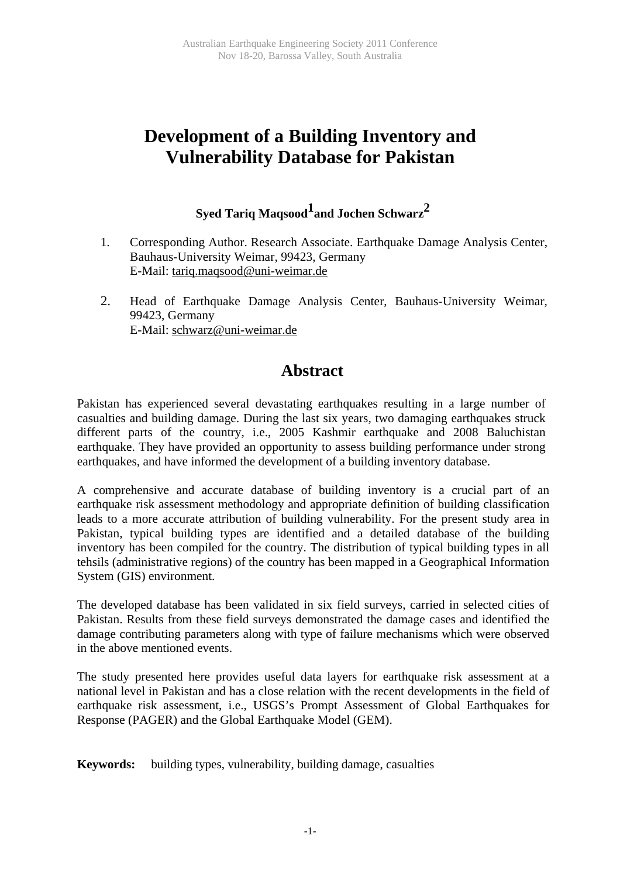# Development of a Building Inventory and Vulnerability Database for Pakistan

**Syed Tariq Maqsood[1] and Jochen Schwarz[2]**

1. Corresponding Author. Research Associate. Earthquake Damage Analysis Center, Bauhaus-University Weimar, 99423, Germany
   E-Mail: tariq.maqsood@uni-weimar.de

2. Head of Earthquake Damage Analysis Center, Bauhaus-University Weimar, 99423, Germany
   E-Mail: schwarz@uni-weimar.de

## Abstract

Pakistan has experienced several devastating earthquakes resulting in a large number of casualties and building damage. During the last six years, two damaging earthquakes struck different parts of the country, i.e., 2005 Kashmir earthquake and 2008 Baluchistan earthquake. They have provided an opportunity to assess building performance under strong earthquakes, and have informed the development of a building inventory database.

A comprehensive and accurate database of building inventory is a crucial part of an earthquake risk assessment methodology and appropriate definition of building classification leads to a more accurate attribution of building vulnerability. For the present study area in Pakistan, typical building types are identified and a detailed database of the building inventory has been compiled for the country. The distribution of typical building types in all tehsils (administrative regions) of the country has been mapped in a Geographical Information System (GIS) environment.

The developed database has been validated in six field surveys, carried in selected cities of Pakistan. Results from these field surveys demonstrated the damage cases and identified the damage contributing parameters along with type of failure mechanisms which were observed in the above mentioned events.

The study presented here provides useful data layers for earthquake risk assessment at a national level in Pakistan and has a close relation with the recent developments in the field of earthquake risk assessment, i.e., USGS's Prompt Assessment of Global Earthquakes for Response (PAGER) and the Global Earthquake Model (GEM).

**Keywords:** building types, vulnerability, building damage, casualties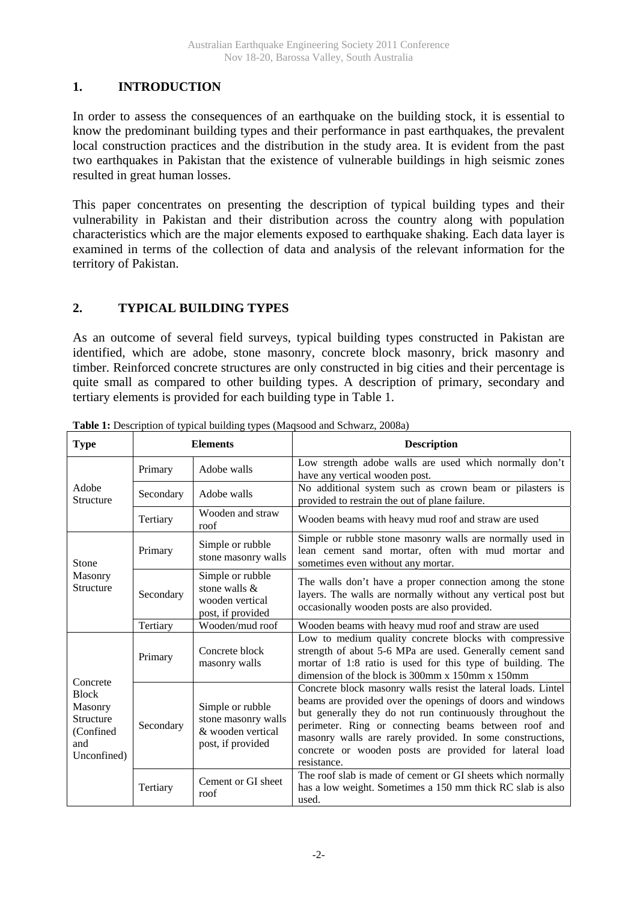## 1. INTRODUCTION

In order to assess the consequences of an earthquake on the building stock, it is essential to know the predominant building types and their performance in past earthquakes, the prevalent local construction practices and the distribution in the study area. It is evident from the past two earthquakes in Pakistan that the existence of vulnerable buildings in high seismic zones resulted in great human losses.

This paper concentrates on presenting the description of typical building types and their vulnerability in Pakistan and their distribution across the country along with population characteristics which are the major elements exposed to earthquake shaking. Each data layer is examined in terms of the collection of data and analysis of the relevant information for the territory of Pakistan.

## 2. TYPICAL BUILDING TYPES

As an outcome of several field surveys, typical building types constructed in Pakistan are identified, which are adobe, stone masonry, concrete block masonry, brick masonry and timber. Reinforced concrete structures are only constructed in big cities and their percentage is quite small as compared to other building types. A description of primary, secondary and tertiary elements is provided for each building type in Table 1.

**Table 1:** Description of typical building types (Maqsood and Schwarz, 2008a)

| Type | Elements | | Description |
|---|---|---|---|
| Adobe Structure | Primary | Adobe walls | Low strength adobe walls are used which normally don't have any vertical wooden post. |
| | Secondary | Adobe walls | No additional system such as crown beam or pilasters is provided to restrain the out of plane failure. |
| | Tertiary | Wooden and straw roof | Wooden beams with heavy mud roof and straw are used |
| Stone Masonry Structure | Primary | Simple or rubble stone masonry walls | Simple or rubble stone masonry walls are normally used in lean cement sand mortar, often with mud mortar and sometimes even without any mortar. |
| | Secondary | Simple or rubble stone walls & wooden vertical post, if provided | The walls don't have a proper connection among the stone layers. The walls are normally without any vertical post but occasionally wooden posts are also provided. |
| | Tertiary | Wooden/mud roof | Wooden beams with heavy mud roof and straw are used |
| Concrete Block Masonry Structure (Confined and Unconfined) | Primary | Concrete block masonry walls | Low to medium quality concrete blocks with compressive strength of about 5-6 MPa are used. Generally cement sand mortar of 1:8 ratio is used for this type of building. The dimension of the block is 300mm x 150mm x 150mm |
| | Secondary | Simple or rubble stone masonry walls & wooden vertical post, if provided | Concrete block masonry walls resist the lateral loads. Lintel beams are provided over the openings of doors and windows but generally they do not run continuously throughout the perimeter. Ring or connecting beams between roof and masonry walls are rarely provided. In some constructions, concrete or wooden posts are provided for lateral load resistance. |
| | Tertiary | Cement or GI sheet roof | The roof slab is made of cement or GI sheets which normally has a low weight. Sometimes a 150 mm thick RC slab is also used. |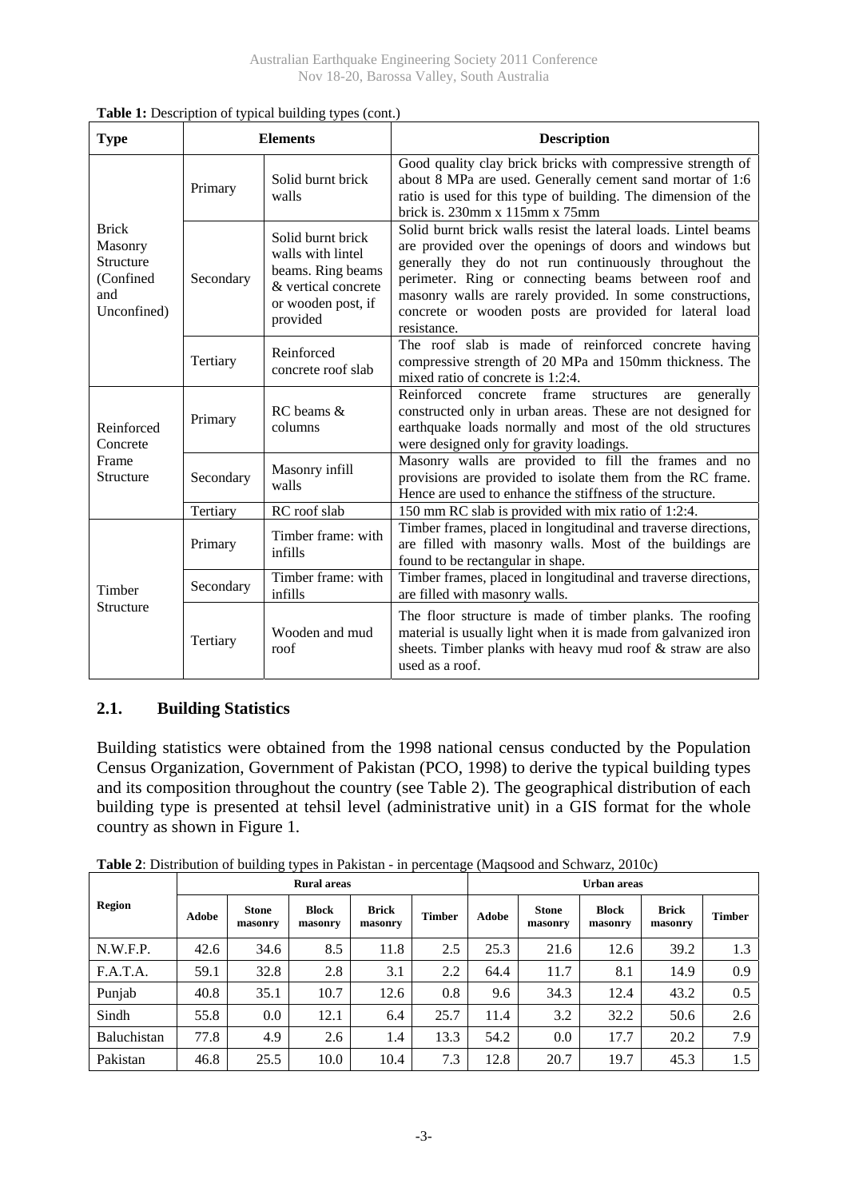**Table 1:** Description of typical building types (cont.)

| Type | Elements | | Description |
|---|---|---|---|
| Brick Masonry Structure (Confined and Unconfined) | Primary | Solid burnt brick walls | Good quality clay brick bricks with compressive strength of about 8 MPa are used. Generally cement sand mortar of 1:6 ratio is used for this type of building. The dimension of the brick is. 230mm x 115mm x 75mm |
| | Secondary | Solid burnt brick walls with lintel beams. Ring beams & vertical concrete or wooden post, if provided | Solid burnt brick walls resist the lateral loads. Lintel beams are provided over the openings of doors and windows but generally they do not run continuously throughout the perimeter. Ring or connecting beams between roof and masonry walls are rarely provided. In some constructions, concrete or wooden posts are provided for lateral load resistance. |
| | Tertiary | Reinforced concrete roof slab | The roof slab is made of reinforced concrete having compressive strength of 20 MPa and 150mm thickness. The mixed ratio of concrete is 1:2:4. |
| Reinforced Concrete Frame Structure | Primary | RC beams & columns | Reinforced concrete frame structures are generally constructed only in urban areas. These are not designed for earthquake loads normally and most of the old structures were designed only for gravity loadings. |
| | Secondary | Masonry infill walls | Masonry walls are provided to fill the frames and no provisions are provided to isolate them from the RC frame. Hence are used to enhance the stiffness of the structure. |
| | Tertiary | RC roof slab | 150 mm RC slab is provided with mix ratio of 1:2:4. |
| Timber Structure | Primary | Timber frame: with infills | Timber frames, placed in longitudinal and traverse directions, are filled with masonry walls. Most of the buildings are found to be rectangular in shape. |
| | Secondary | Timber frame: with infills | Timber frames, placed in longitudinal and traverse directions, are filled with masonry walls. |
| | Tertiary | Wooden and mud roof | The floor structure is made of timber planks. The roofing material is usually light when it is made from galvanized iron sheets. Timber planks with heavy mud roof & straw are also used as a roof. |

## 2.1. Building Statistics

Building statistics were obtained from the 1998 national census conducted by the Population Census Organization, Government of Pakistan (PCO, 1998) to derive the typical building types and its composition throughout the country (see Table 2). The geographical distribution of each building type is presented at tehsil level (administrative unit) in a GIS format for the whole country as shown in Figure 1.

**Table 2**: Distribution of building types in Pakistan - in percentage (Maqsood and Schwarz, 2010c)

| Region | Rural areas | | | | | Urban areas | | | | |
|---|---|---|---|---|---|---|---|---|---|---|
| | Adobe | Stone masonry | Block masonry | Brick masonry | Timber | Adobe | Stone masonry | Block masonry | Brick masonry | Timber |
| N.W.F.P. | 42.6 | 34.6 | 8.5 | 11.8 | 2.5 | 25.3 | 21.6 | 12.6 | 39.2 | 1.3 |
| F.A.T.A. | 59.1 | 32.8 | 2.8 | 3.1 | 2.2 | 64.4 | 11.7 | 8.1 | 14.9 | 0.9 |
| Punjab | 40.8 | 35.1 | 10.7 | 12.6 | 0.8 | 9.6 | 34.3 | 12.4 | 43.2 | 0.5 |
| Sindh | 55.8 | 0.0 | 12.1 | 6.4 | 25.7 | 11.4 | 3.2 | 32.2 | 50.6 | 2.6 |
| Baluchistan | 77.8 | 4.9 | 2.6 | 1.4 | 13.3 | 54.2 | 0.0 | 17.7 | 20.2 | 7.9 |
| Pakistan | 46.8 | 25.5 | 10.0 | 10.4 | 7.3 | 12.8 | 20.7 | 19.7 | 45.3 | 1.5 |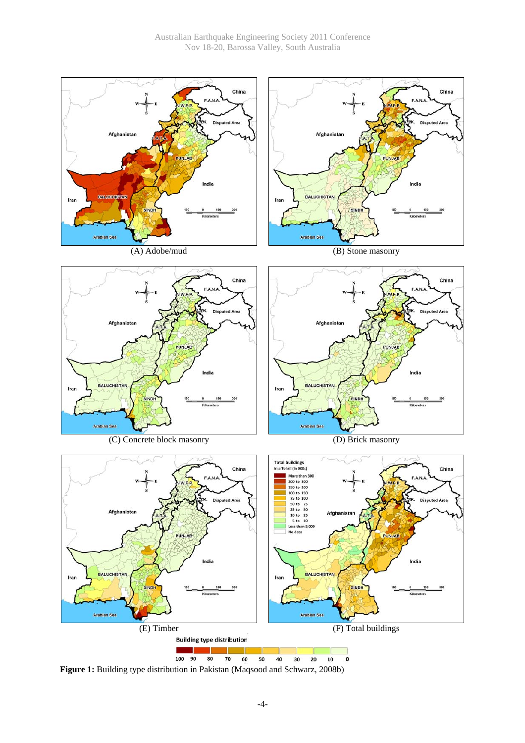(A) Adobe/mud

(B) Stone masonry

(C) Concrete block masonry

(D) Brick masonry

(E) Timber

(F) Total buildings

**Figure 1:** Building type distribution in Pakistan (Maqsood and Schwarz, 2008b)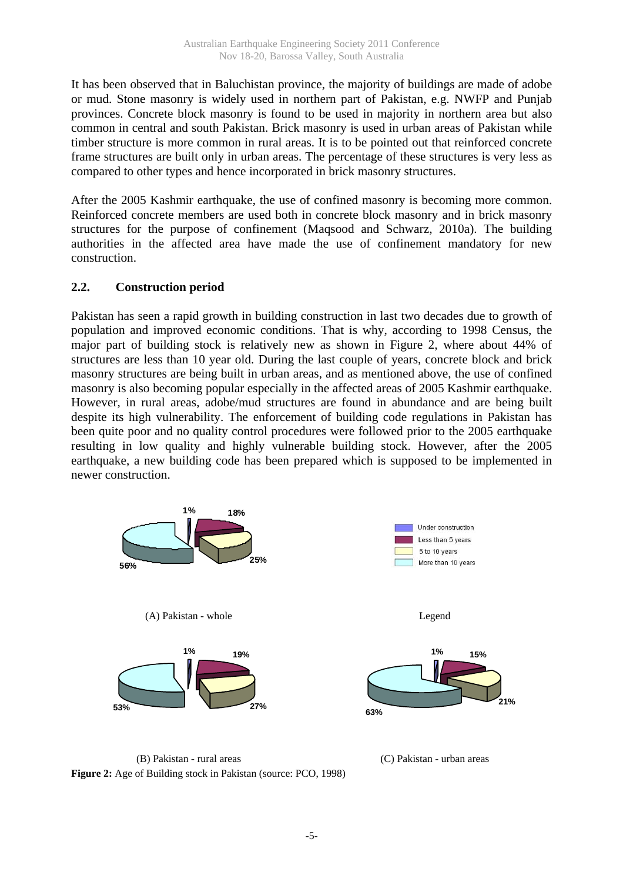It has been observed that in Baluchistan province, the majority of buildings are made of adobe or mud. Stone masonry is widely used in northern part of Pakistan, e.g. NWFP and Punjab provinces. Concrete block masonry is found to be used in majority in northern area but also common in central and south Pakistan. Brick masonry is used in urban areas of Pakistan while timber structure is more common in rural areas. It is to be pointed out that reinforced concrete frame structures are built only in urban areas. The percentage of these structures is very less as compared to other types and hence incorporated in brick masonry structures.

After the 2005 Kashmir earthquake, the use of confined masonry is becoming more common. Reinforced concrete members are used both in concrete block masonry and in brick masonry structures for the purpose of confinement (Maqsood and Schwarz, 2010a). The building authorities in the affected area have made the use of confinement mandatory for new construction.

## 2.2. Construction period

Pakistan has seen a rapid growth in building construction in last two decades due to growth of population and improved economic conditions. That is why, according to 1998 Census, the major part of building stock is relatively new as shown in Figure 2, where about 44% of structures are less than 10 year old. During the last couple of years, concrete block and brick masonry structures are being built in urban areas, and as mentioned above, the use of confined masonry is also becoming popular especially in the affected areas of 2005 Kashmir earthquake. However, in rural areas, adobe/mud structures are found in abundance and are being built despite its high vulnerability. The enforcement of building code regulations in Pakistan has been quite poor and no quality control procedures were followed prior to the 2005 earthquake resulting in low quality and highly vulnerable building stock. However, after the 2005 earthquake, a new building code has been prepared which is supposed to be implemented in newer construction.

| | Under construction | Less than 5 years | 5 to 10 years | More than 10 years |
|---|---|---|---|---|
| (A) Pakistan - whole | 1% | 18% | 25% | 56% |
| (B) Pakistan - rural areas | 1% | 19% | 27% | 53% |
| (C) Pakistan - urban areas | 1% | 15% | 21% | 63% |

**Figure 2:** Age of Building stock in Pakistan (source: PCO, 1998)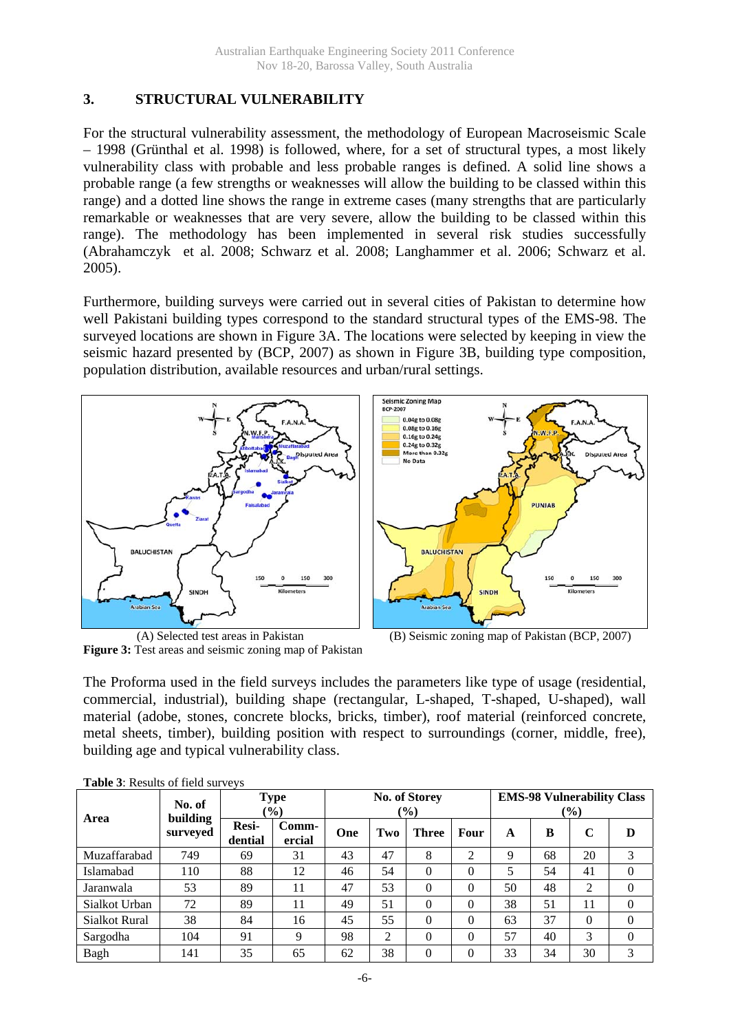## 3. STRUCTURAL VULNERABILITY

For the structural vulnerability assessment, the methodology of European Macroseismic Scale – 1998 (Grünthal et al. 1998) is followed, where, for a set of structural types, a most likely vulnerability class with probable and less probable ranges is defined. A solid line shows a probable range (a few strengths or weaknesses will allow the building to be classed within this range) and a dotted line shows the range in extreme cases (many strengths that are particularly remarkable or weaknesses that are very severe, allow the building to be classed within this range). The methodology has been implemented in several risk studies successfully (Abrahamczyk et al. 2008; Schwarz et al. 2008; Langhammer et al. 2006; Schwarz et al. 2005).

Furthermore, building surveys were carried out in several cities of Pakistan to determine how well Pakistani building types correspond to the standard structural types of the EMS-98. The surveyed locations are shown in Figure 3A. The locations were selected by keeping in view the seismic hazard presented by (BCP, 2007) as shown in Figure 3B, building type composition, population distribution, available resources and urban/rural settings.

(A) Selected test areas in Pakistan (B) Seismic zoning map of Pakistan (BCP, 2007)

**Figure 3:** Test areas and seismic zoning map of Pakistan

The Proforma used in the field surveys includes the parameters like type of usage (residential, commercial, industrial), building shape (rectangular, L-shaped, T-shaped, U-shaped), wall material (adobe, stones, concrete blocks, bricks, timber), roof material (reinforced concrete, metal sheets, timber), building position with respect to surroundings (corner, middle, free), building age and typical vulnerability class.

**Table 3**: Results of field surveys

| Area | No. of building surveyed | Type (%) | | No. of Storey (%) | | | | EMS-98 Vulnerability Class (%) | | | |
|---|---|---|---|---|---|---|---|---|---|---|---|
| | | Resi-dential | Comm-ercial | One | Two | Three | Four | A | B | C | D |
| Muzaffarabad | 749 | 69 | 31 | 43 | 47 | 8 | 2 | 9 | 68 | 20 | 3 |
| Islamabad | 110 | 88 | 12 | 46 | 54 | 0 | 0 | 5 | 54 | 41 | 0 |
| Jaranwala | 53 | 89 | 11 | 47 | 53 | 0 | 0 | 50 | 48 | 2 | 0 |
| Sialkot Urban | 72 | 89 | 11 | 49 | 51 | 0 | 0 | 38 | 51 | 11 | 0 |
| Sialkot Rural | 38 | 84 | 16 | 45 | 55 | 0 | 0 | 63 | 37 | 0 | 0 |
| Sargodha | 104 | 91 | 9 | 98 | 2 | 0 | 0 | 57 | 40 | 3 | 0 |
| Bagh | 141 | 35 | 65 | 62 | 38 | 0 | 0 | 33 | 34 | 30 | 3 |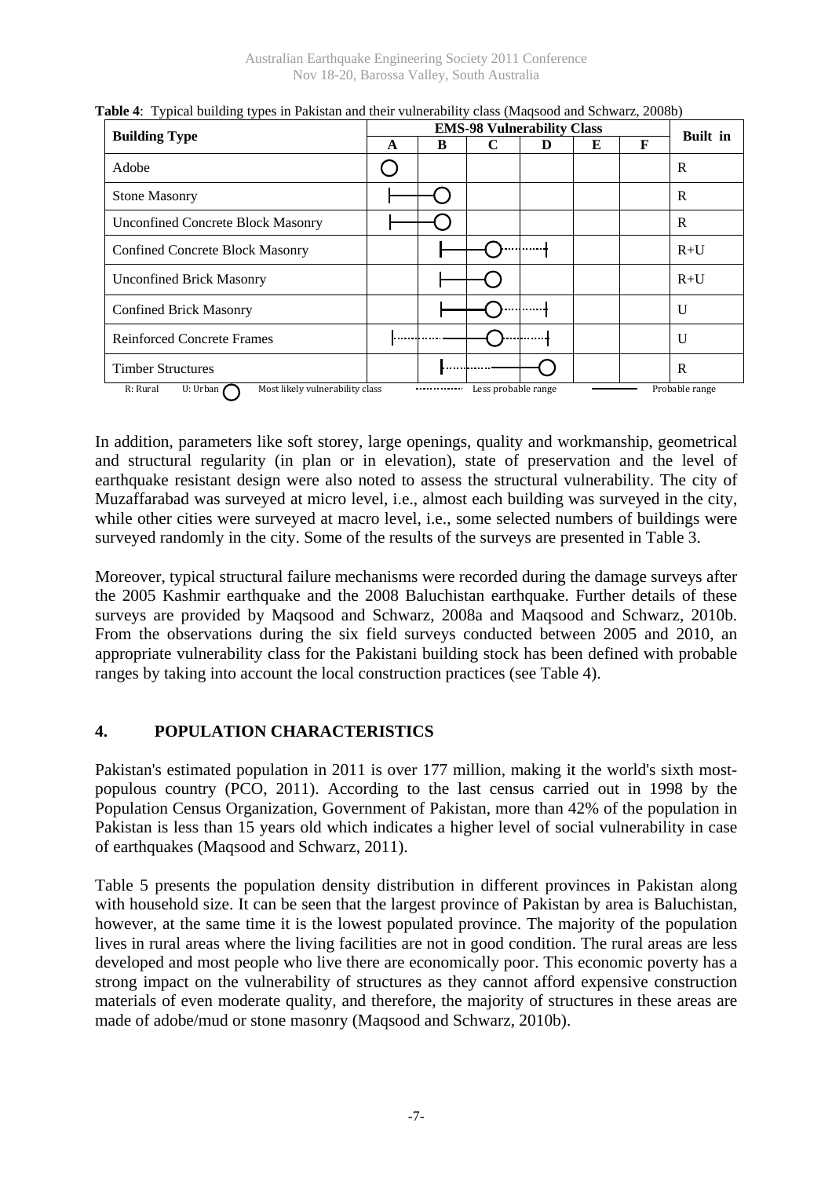**Table 4**: Typical building types in Pakistan and their vulnerability class (Maqsood and Schwarz, 2008b)

| Building Type | EMS-98 Vulnerability Class | | | | | | Built in |
|---|---|---|---|---|---|---|---|
| | A | B | C | D | E | F | |
| Adobe | ◯ | | | | | | R |
| Stone Masonry | ├── | ──◯ | | | | | R |
| Unconfined Concrete Block Masonry | ├── | ──◯ | | | | | R |
| Confined Concrete Block Masonry | | ├── | ──◯····· | ·····┤ | | | R+U |
| Unconfined Brick Masonry | | ├── | ──◯ | | | | R+U |
| Confined Brick Masonry | | ├── | ──◯····· | ·····┤ | | | U |
| Reinforced Concrete Frames | ├····· | ·····── | ──◯····· | ·····┤ | | | U |
| Timber Structures | | ├····· | ·····── | ──◯ | | | R |

R: Rural U: Urban ◯ Most likely vulnerability class ······ Less probable range —— Probable range

In addition, parameters like soft storey, large openings, quality and workmanship, geometrical and structural regularity (in plan or in elevation), state of preservation and the level of earthquake resistant design were also noted to assess the structural vulnerability. The city of Muzaffarabad was surveyed at micro level, i.e., almost each building was surveyed in the city, while other cities were surveyed at macro level, i.e., some selected numbers of buildings were surveyed randomly in the city. Some of the results of the surveys are presented in Table 3.

Moreover, typical structural failure mechanisms were recorded during the damage surveys after the 2005 Kashmir earthquake and the 2008 Baluchistan earthquake. Further details of these surveys are provided by Maqsood and Schwarz, 2008a and Maqsood and Schwarz, 2010b. From the observations during the six field surveys conducted between 2005 and 2010, an appropriate vulnerability class for the Pakistani building stock has been defined with probable ranges by taking into account the local construction practices (see Table 4).

## 4. POPULATION CHARACTERISTICS

Pakistan's estimated population in 2011 is over 177 million, making it the world's sixth most-populous country (PCO, 2011). According to the last census carried out in 1998 by the Population Census Organization, Government of Pakistan, more than 42% of the population in Pakistan is less than 15 years old which indicates a higher level of social vulnerability in case of earthquakes (Maqsood and Schwarz, 2011).

Table 5 presents the population density distribution in different provinces in Pakistan along with household size. It can be seen that the largest province of Pakistan by area is Baluchistan, however, at the same time it is the lowest populated province. The majority of the population lives in rural areas where the living facilities are not in good condition. The rural areas are less developed and most people who live there are economically poor. This economic poverty has a strong impact on the vulnerability of structures as they cannot afford expensive construction materials of even moderate quality, and therefore, the majority of structures in these areas are made of adobe/mud or stone masonry (Maqsood and Schwarz, 2010b).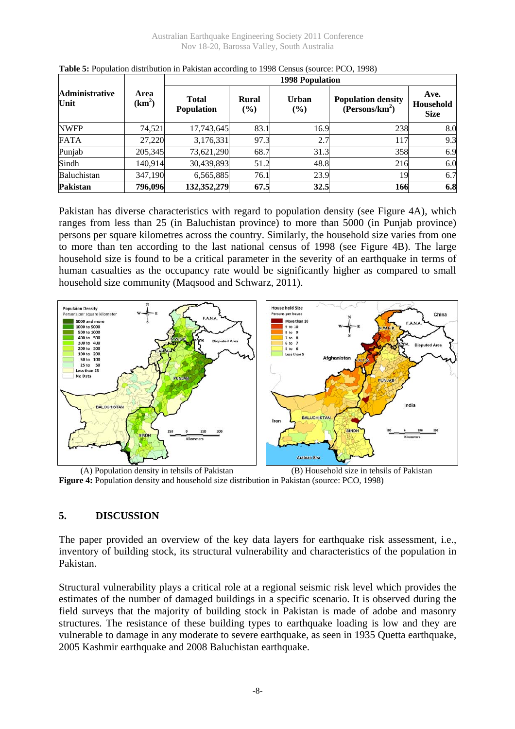**Table 5:** Population distribution in Pakistan according to 1998 Census (source: PCO, 1998)

| Administrative Unit | Area ($km^2$) | 1998 Population | | | | |
|---|---|---|---|---|---|---|
| | | Total Population | Rural (%) | Urban (%) | Population density ($Persons/km^2$) | Ave. Household Size |
| NWFP | 74,521 | 17,743,645 | 83.1 | 16.9 | 238 | 8.0 |
| FATA | 27,220 | 3,176,331 | 97.3 | 2.7 | 117 | 9.3 |
| Punjab | 205,345 | 73,621,290 | 68.7 | 31.3 | 358 | 6.9 |
| Sindh | 140,914 | 30,439,893 | 51.2 | 48.8 | 216 | 6.0 |
| Baluchistan | 347,190 | 6,565,885 | 76.1 | 23.9 | 19 | 6.7 |
| **Pakistan** | **796,096** | **132,352,279** | **67.5** | **32.5** | **166** | **6.8** |

Pakistan has diverse characteristics with regard to population density (see Figure 4A), which ranges from less than 25 (in Baluchistan province) to more than 5000 (in Punjab province) persons per square kilometres across the country. Similarly, the household size varies from one to more than ten according to the last national census of 1998 (see Figure 4B). The large household size is found to be a critical parameter in the severity of an earthquake in terms of human casualties as the occupancy rate would be significantly higher as compared to small household size community (Maqsood and Schwarz, 2011).

(A) Population density in tehsils of Pakistan (B) Household size in tehsils of Pakistan

**Figure 4:** Population density and household size distribution in Pakistan (source: PCO, 1998)

## 5. DISCUSSION

The paper provided an overview of the key data layers for earthquake risk assessment, i.e., inventory of building stock, its structural vulnerability and characteristics of the population in Pakistan.

Structural vulnerability plays a critical role at a regional seismic risk level which provides the estimates of the number of damaged buildings in a specific scenario. It is observed during the field surveys that the majority of building stock in Pakistan is made of adobe and masonry structures. The resistance of these building types to earthquake loading is low and they are vulnerable to damage in any moderate to severe earthquake, as seen in 1935 Quetta earthquake, 2005 Kashmir earthquake and 2008 Baluchistan earthquake.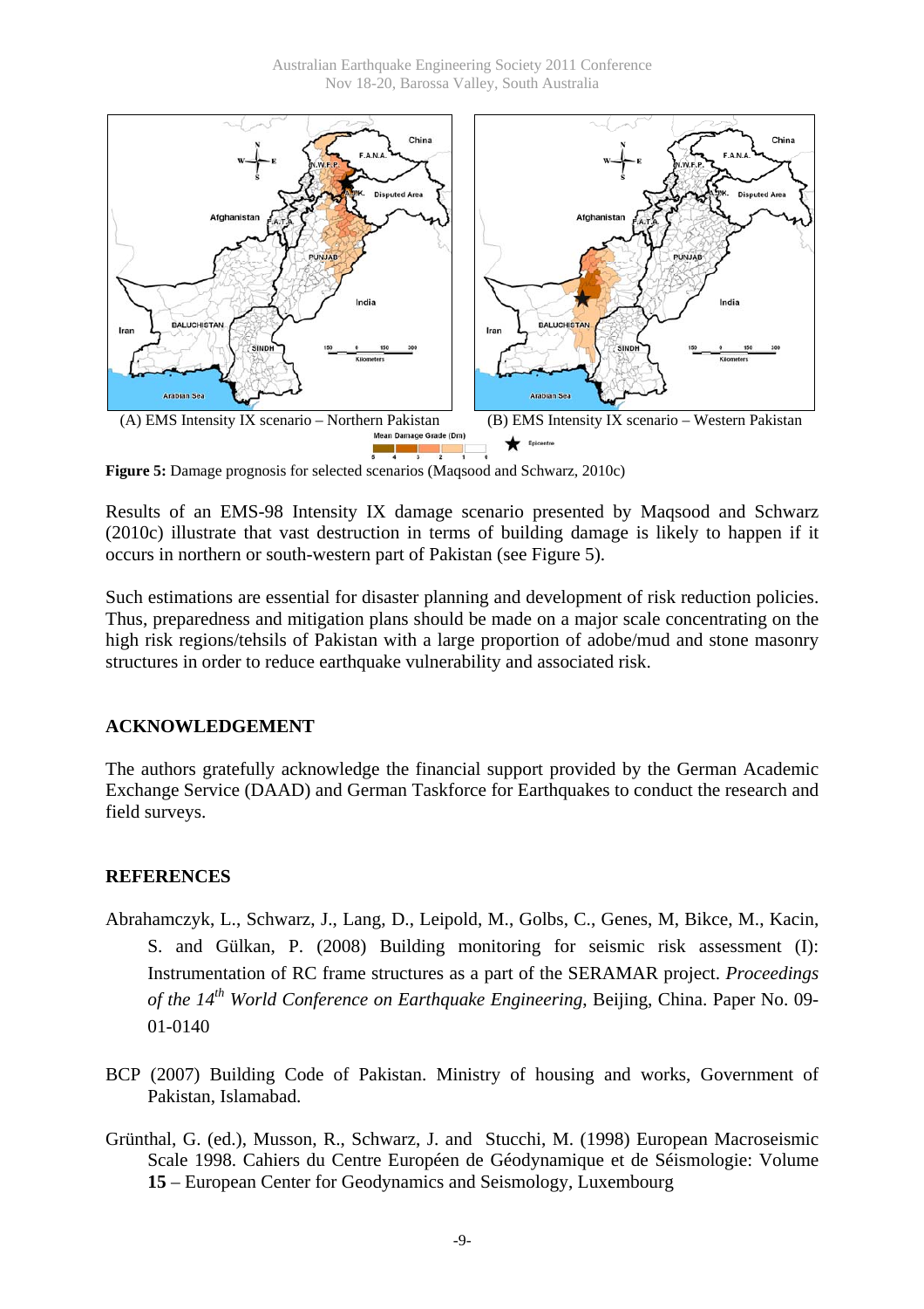(A) EMS Intensity IX scenario – Northern Pakistan

(B) EMS Intensity IX scenario – Western Pakistan

**Figure 5:** Damage prognosis for selected scenarios (Maqsood and Schwarz, 2010c)

Results of an EMS-98 Intensity IX damage scenario presented by Maqsood and Schwarz (2010c) illustrate that vast destruction in terms of building damage is likely to happen if it occurs in northern or south-western part of Pakistan (see Figure 5).

Such estimations are essential for disaster planning and development of risk reduction policies. Thus, preparedness and mitigation plans should be made on a major scale concentrating on the high risk regions/tehsils of Pakistan with a large proportion of adobe/mud and stone masonry structures in order to reduce earthquake vulnerability and associated risk.

## ACKNOWLEDGEMENT

The authors gratefully acknowledge the financial support provided by the German Academic Exchange Service (DAAD) and German Taskforce for Earthquakes to conduct the research and field surveys.

## REFERENCES

Abrahamczyk, L., Schwarz, J., Lang, D., Leipold, M., Golbs, C., Genes, M, Bikce, M., Kacin, S. and Gülkan, P. (2008) Building monitoring for seismic risk assessment (I): Instrumentation of RC frame structures as a part of the SERAMAR project. *Proceedings of the 14th World Conference on Earthquake Engineering*, Beijing, China. Paper No. 09-01-0140

BCP (2007) Building Code of Pakistan. Ministry of housing and works, Government of Pakistan, Islamabad.

Grünthal, G. (ed.), Musson, R., Schwarz, J. and Stucchi, M. (1998) European Macroseismic Scale 1998. Cahiers du Centre Européen de Géodynamique et de Séismologie: Volume **15** – European Center for Geodynamics and Seismology, Luxembourg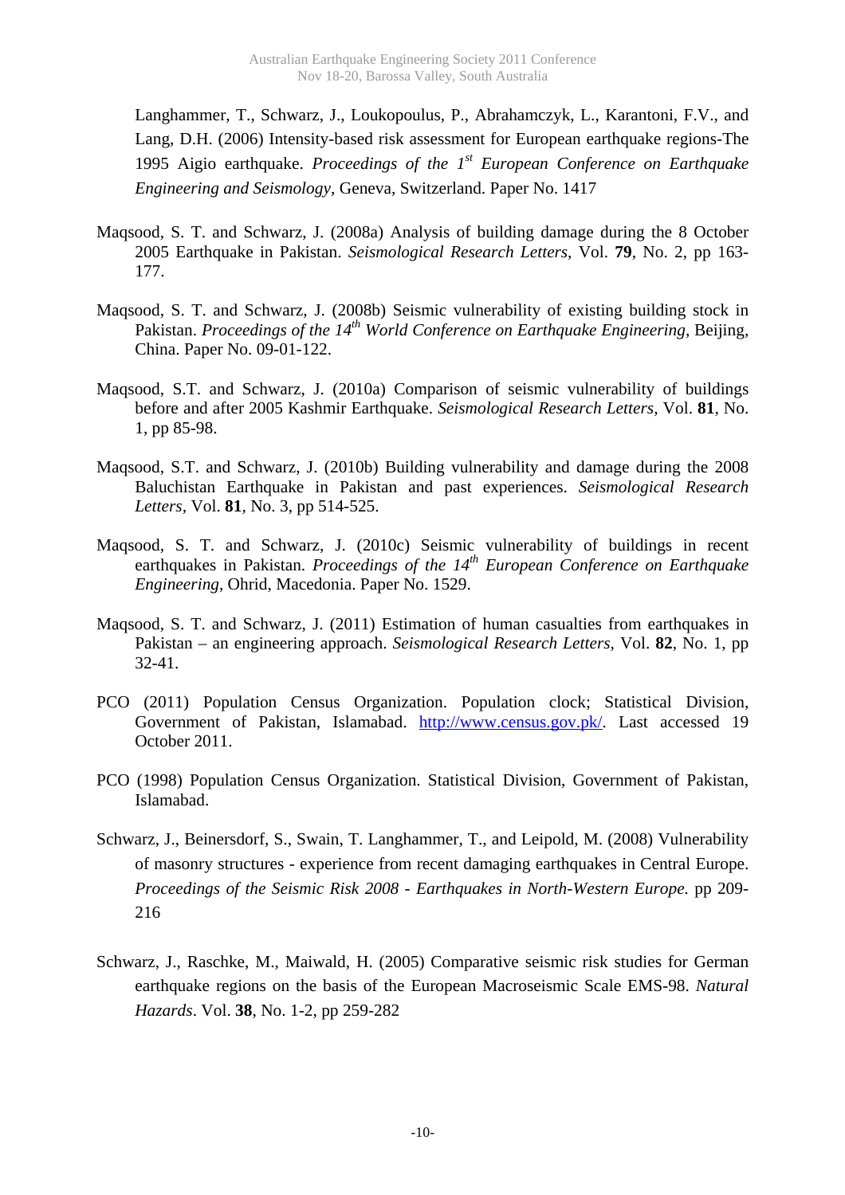Langhammer, T., Schwarz, J., Loukopoulus, P., Abrahamczyk, L., Karantoni, F.V., and Lang, D.H. (2006) Intensity-based risk assessment for European earthquake regions-The 1995 Aigio earthquake. *Proceedings of the 1st European Conference on Earthquake Engineering and Seismology*, Geneva, Switzerland. Paper No. 1417

Maqsood, S. T. and Schwarz, J. (2008a) Analysis of building damage during the 8 October 2005 Earthquake in Pakistan. *Seismological Research Letters*, Vol. **79**, No. 2, pp 163-177.

Maqsood, S. T. and Schwarz, J. (2008b) Seismic vulnerability of existing building stock in Pakistan. *Proceedings of the 14th World Conference on Earthquake Engineering*, Beijing, China. Paper No. 09-01-122.

Maqsood, S.T. and Schwarz, J. (2010a) Comparison of seismic vulnerability of buildings before and after 2005 Kashmir Earthquake. *Seismological Research Letters*, Vol. **81**, No. 1, pp 85-98.

Maqsood, S.T. and Schwarz, J. (2010b) Building vulnerability and damage during the 2008 Baluchistan Earthquake in Pakistan and past experiences. *Seismological Research Letters*, Vol. **81**, No. 3, pp 514-525.

Maqsood, S. T. and Schwarz, J. (2010c) Seismic vulnerability of buildings in recent earthquakes in Pakistan. *Proceedings of the 14th European Conference on Earthquake Engineering*, Ohrid, Macedonia. Paper No. 1529.

Maqsood, S. T. and Schwarz, J. (2011) Estimation of human casualties from earthquakes in Pakistan – an engineering approach. *Seismological Research Letters*, Vol. **82**, No. 1, pp 32-41.

PCO (2011) Population Census Organization. Population clock; Statistical Division, Government of Pakistan, Islamabad. http://www.census.gov.pk/. Last accessed 19 October 2011.

PCO (1998) Population Census Organization. Statistical Division, Government of Pakistan, Islamabad.

Schwarz, J., Beinersdorf, S., Swain, T. Langhammer, T., and Leipold, M. (2008) Vulnerability of masonry structures - experience from recent damaging earthquakes in Central Europe. *Proceedings of the Seismic Risk 2008 - Earthquakes in North-Western Europe.* pp 209-216

Schwarz, J., Raschke, M., Maiwald, H. (2005) Comparative seismic risk studies for German earthquake regions on the basis of the European Macroseismic Scale EMS-98. *Natural Hazards*. Vol. **38**, No. 1-2, pp 259-282